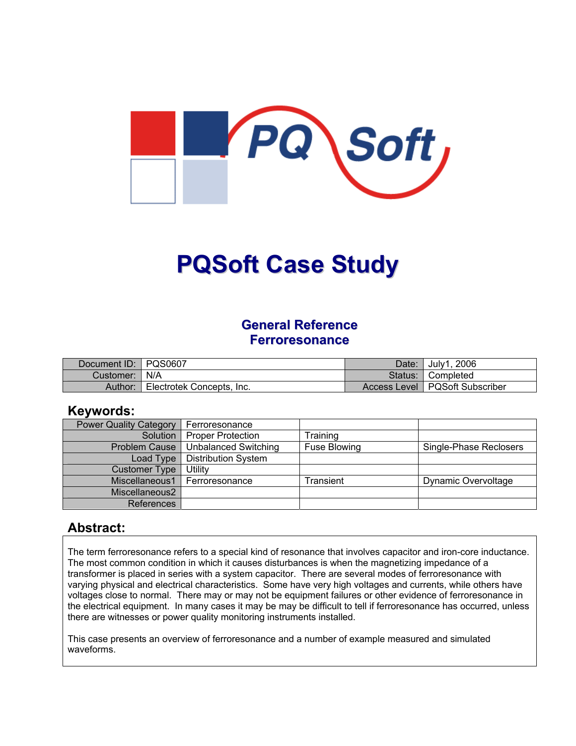# PQSoft Case Study

## General Reference
## Ferroresonance

| Document ID: | PQS0607 | Date: | July1, 2006 |
|---|---|---|---|
| Customer: | N/A | Status: | Completed |
| Author: | Electrotek Concepts, Inc. | Access Level | PQSoft Subscriber |

## Keywords:

| | | | |
|---|---|---|---|
| Power Quality Category | Ferroresonance | | |
| Solution | Proper Protection | Training | |
| Problem Cause | Unbalanced Switching | Fuse Blowing | Single-Phase Reclosers |
| Load Type | Distribution System | | |
| Customer Type | Utility | | |
| Miscellaneous1 | Ferroresonance | Transient | Dynamic Overvoltage |
| Miscellaneous2 | | | |
| References | | | |

## Abstract:

The term ferroresonance refers to a special kind of resonance that involves capacitor and iron-core inductance. The most common condition in which it causes disturbances is when the magnetizing impedance of a transformer is placed in series with a system capacitor. There are several modes of ferroresonance with varying physical and electrical characteristics. Some have very high voltages and currents, while others have voltages close to normal. There may or may not be equipment failures or other evidence of ferroresonance in the electrical equipment. In many cases it may be may be difficult to tell if ferroresonance has occurred, unless there are witnesses or power quality monitoring instruments installed.

This case presents an overview of ferroresonance and a number of example measured and simulated waveforms.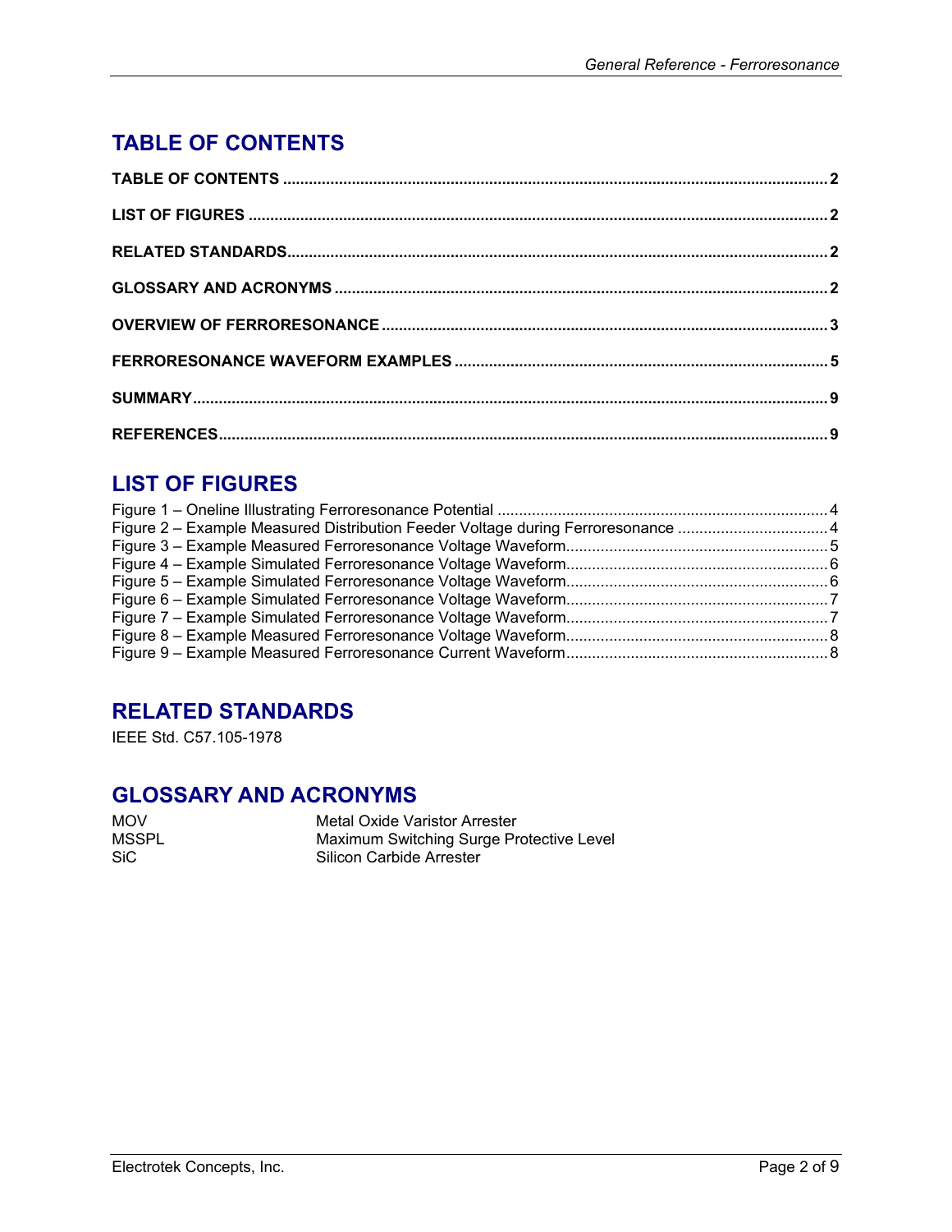## TABLE OF CONTENTS

**TABLE OF CONTENTS** ........................................ **2**

**LIST OF FIGURES** ........................................ **2**

**RELATED STANDARDS** ........................................ **2**

**GLOSSARY AND ACRONYMS** ........................................ **2**

**OVERVIEW OF FERRORESONANCE** ........................................ **3**

**FERRORESONANCE WAVEFORM EXAMPLES** ........................................ **5**

**SUMMARY** ........................................ **9**

**REFERENCES** ........................................ **9**

## LIST OF FIGURES

Figure 1 – Oneline Illustrating Ferroresonance Potential ........................................ 4
Figure 2 – Example Measured Distribution Feeder Voltage during Ferroresonance ........................................ 4
Figure 3 – Example Measured Ferroresonance Voltage Waveform........................................ 5
Figure 4 – Example Simulated Ferroresonance Voltage Waveform........................................ 6
Figure 5 – Example Simulated Ferroresonance Voltage Waveform........................................ 6
Figure 6 – Example Simulated Ferroresonance Voltage Waveform........................................ 7
Figure 7 – Example Simulated Ferroresonance Voltage Waveform........................................ 7
Figure 8 – Example Measured Ferroresonance Voltage Waveform........................................ 8
Figure 9 – Example Measured Ferroresonance Current Waveform........................................ 8

## RELATED STANDARDS

IEEE Std. C57.105-1978

## GLOSSARY AND ACRONYMS

| | |
|---|---|
| MOV | Metal Oxide Varistor Arrester |
| MSSPL | Maximum Switching Surge Protective Level |
| SiC | Silicon Carbide Arrester |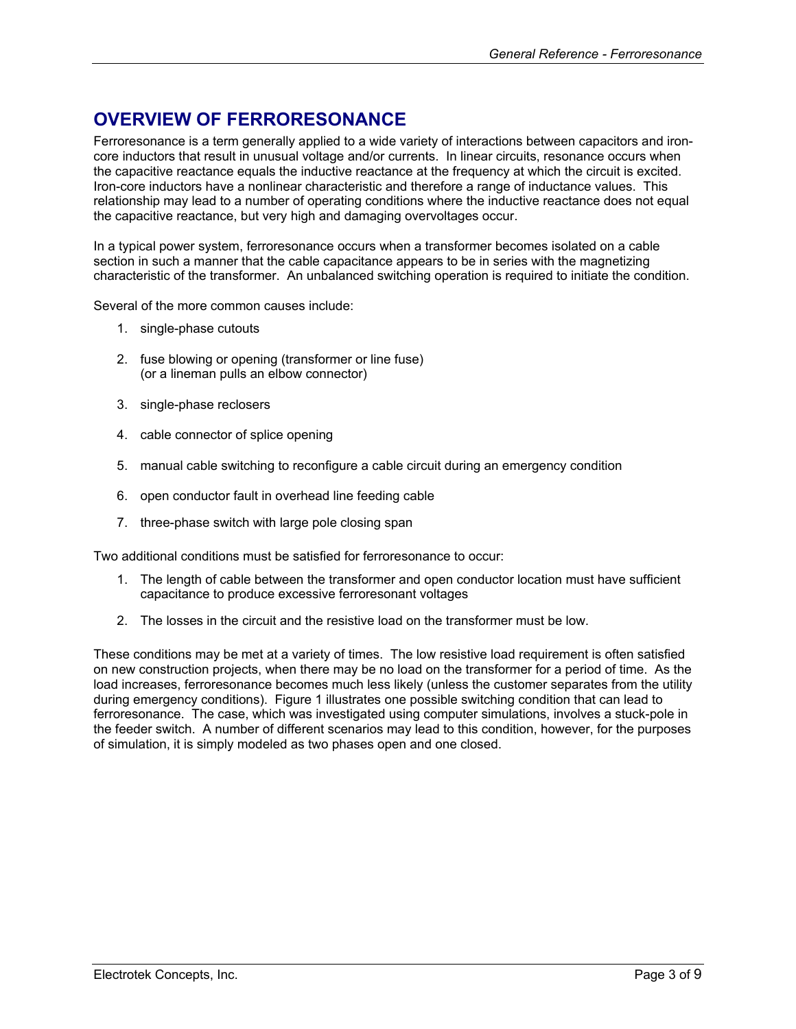## OVERVIEW OF FERRORESONANCE

Ferroresonance is a term generally applied to a wide variety of interactions between capacitors and iron-core inductors that result in unusual voltage and/or currents. In linear circuits, resonance occurs when the capacitive reactance equals the inductive reactance at the frequency at which the circuit is excited. Iron-core inductors have a nonlinear characteristic and therefore a range of inductance values. This relationship may lead to a number of operating conditions where the inductive reactance does not equal the capacitive reactance, but very high and damaging overvoltages occur.

In a typical power system, ferroresonance occurs when a transformer becomes isolated on a cable section in such a manner that the cable capacitance appears to be in series with the magnetizing characteristic of the transformer. An unbalanced switching operation is required to initiate the condition.

Several of the more common causes include:

1. single-phase cutouts
2. fuse blowing or opening (transformer or line fuse)
   (or a lineman pulls an elbow connector)
3. single-phase reclosers
4. cable connector of splice opening
5. manual cable switching to reconfigure a cable circuit during an emergency condition
6. open conductor fault in overhead line feeding cable
7. three-phase switch with large pole closing span

Two additional conditions must be satisfied for ferroresonance to occur:

1. The length of cable between the transformer and open conductor location must have sufficient capacitance to produce excessive ferroresonant voltages
2. The losses in the circuit and the resistive load on the transformer must be low.

These conditions may be met at a variety of times. The low resistive load requirement is often satisfied on new construction projects, when there may be no load on the transformer for a period of time. As the load increases, ferroresonance becomes much less likely (unless the customer separates from the utility during emergency conditions). Figure 1 illustrates one possible switching condition that can lead to ferroresonance. The case, which was investigated using computer simulations, involves a stuck-pole in the feeder switch. A number of different scenarios may lead to this condition, however, for the purposes of simulation, it is simply modeled as two phases open and one closed.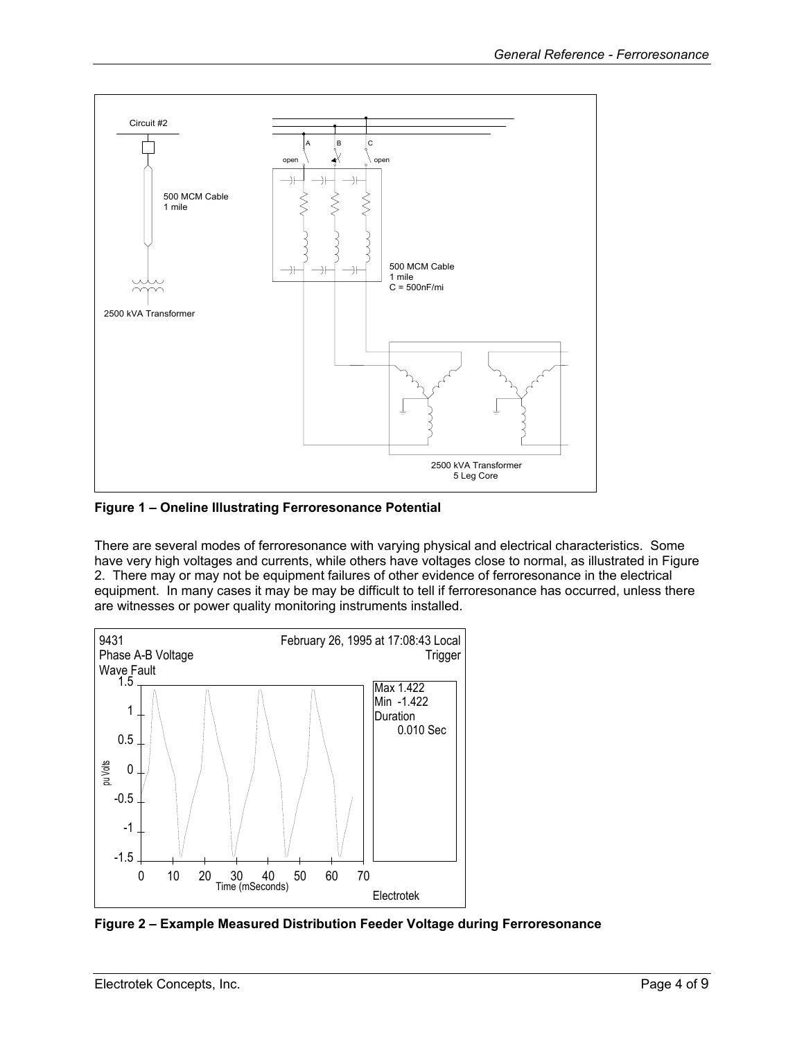Figure 1 – Oneline Illustrating Ferroresonance Potential

There are several modes of ferroresonance with varying physical and electrical characteristics. Some have very high voltages and currents, while others have voltages close to normal, as illustrated in Figure 2. There may or may not be equipment failures of other evidence of ferroresonance in the electrical equipment. In many cases it may be may be difficult to tell if ferroresonance has occurred, unless there are witnesses or power quality monitoring instruments installed.

Figure 2 – Example Measured Distribution Feeder Voltage during Ferroresonance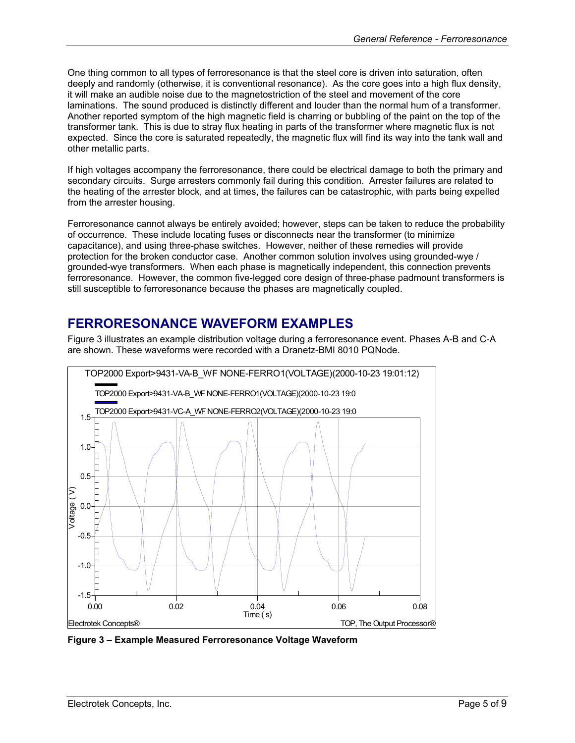One thing common to all types of ferroresonance is that the steel core is driven into saturation, often deeply and randomly (otherwise, it is conventional resonance). As the core goes into a high flux density, it will make an audible noise due to the magnetostriction of the steel and movement of the core laminations. The sound produced is distinctly different and louder than the normal hum of a transformer. Another reported symptom of the high magnetic field is charring or bubbling of the paint on the top of the transformer tank. This is due to stray flux heating in parts of the transformer where magnetic flux is not expected. Since the core is saturated repeatedly, the magnetic flux will find its way into the tank wall and other metallic parts.

If high voltages accompany the ferroresonance, there could be electrical damage to both the primary and secondary circuits. Surge arresters commonly fail during this condition. Arrester failures are related to the heating of the arrester block, and at times, the failures can be catastrophic, with parts being expelled from the arrester housing.

Ferroresonance cannot always be entirely avoided; however, steps can be taken to reduce the probability of occurrence. These include locating fuses or disconnects near the transformer (to minimize capacitance), and using three-phase switches. However, neither of these remedies will provide protection for the broken conductor case. Another common solution involves using grounded-wye / grounded-wye transformers. When each phase is magnetically independent, this connection prevents ferroresonance. However, the common five-legged core design of three-phase padmount transformers is still susceptible to ferroresonance because the phases are magnetically coupled.

## FERRORESONANCE WAVEFORM EXAMPLES

Figure 3 illustrates an example distribution voltage during a ferroresonance event. Phases A-B and C-A are shown. These waveforms were recorded with a Dranetz-BMI 8010 PQNode.

**Figure 3 – Example Measured Ferroresonance Voltage Waveform**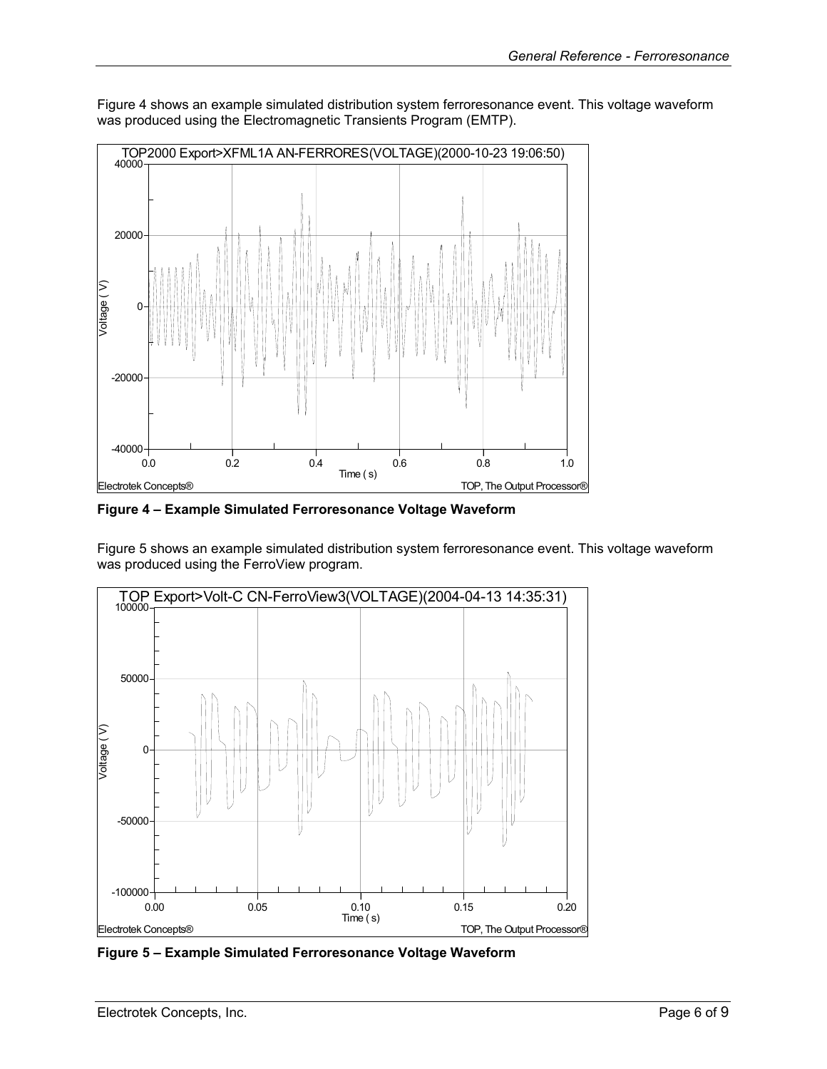Figure 4 shows an example simulated distribution system ferroresonance event. This voltage waveform was produced using the Electromagnetic Transients Program (EMTP).

**Figure 4 – Example Simulated Ferroresonance Voltage Waveform**

Figure 5 shows an example simulated distribution system ferroresonance event. This voltage waveform was produced using the FerroView program.

**Figure 5 – Example Simulated Ferroresonance Voltage Waveform**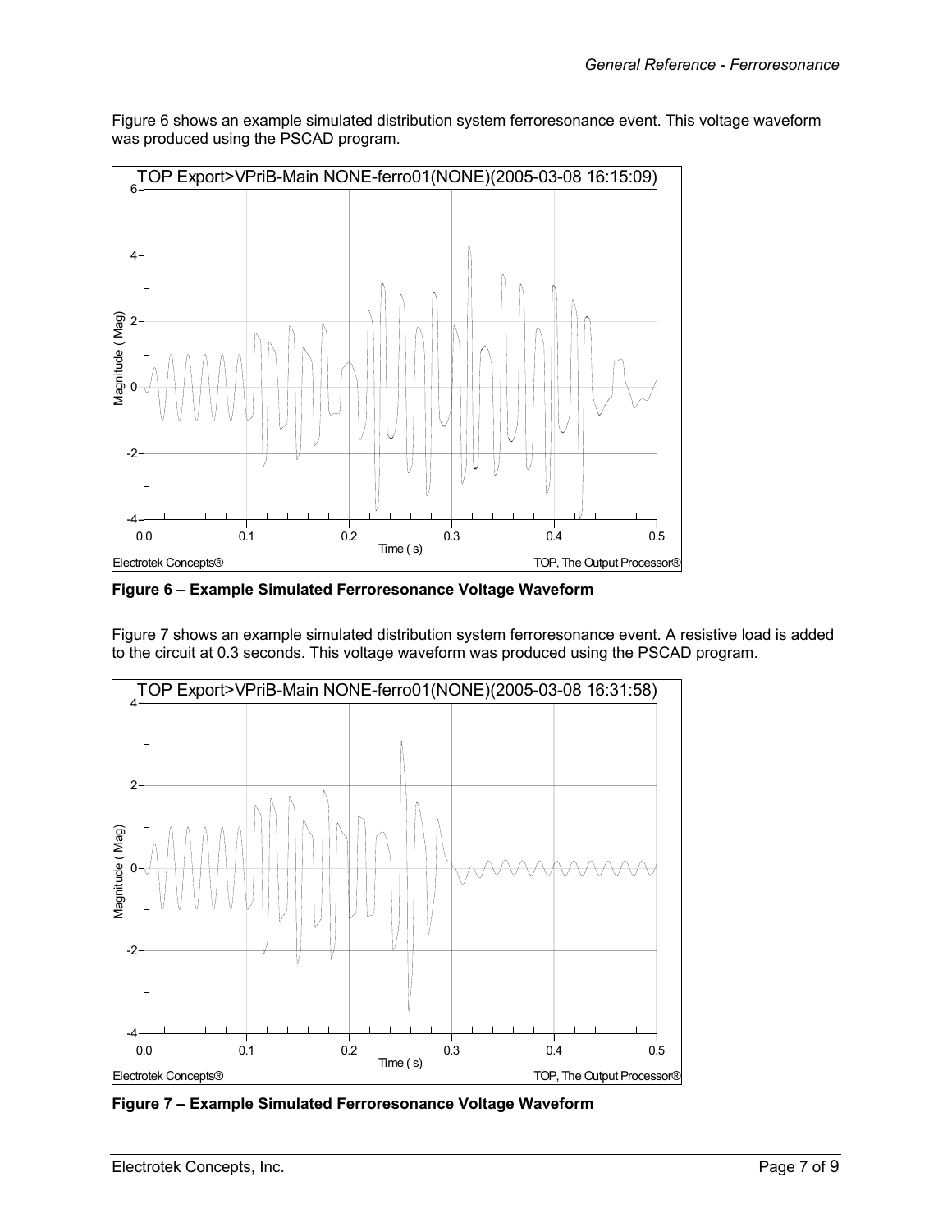Figure 6 shows an example simulated distribution system ferroresonance event. This voltage waveform was produced using the PSCAD program.

**Figure 6 – Example Simulated Ferroresonance Voltage Waveform**

Figure 7 shows an example simulated distribution system ferroresonance event. A resistive load is added to the circuit at 0.3 seconds. This voltage waveform was produced using the PSCAD program.

**Figure 7 – Example Simulated Ferroresonance Voltage Waveform**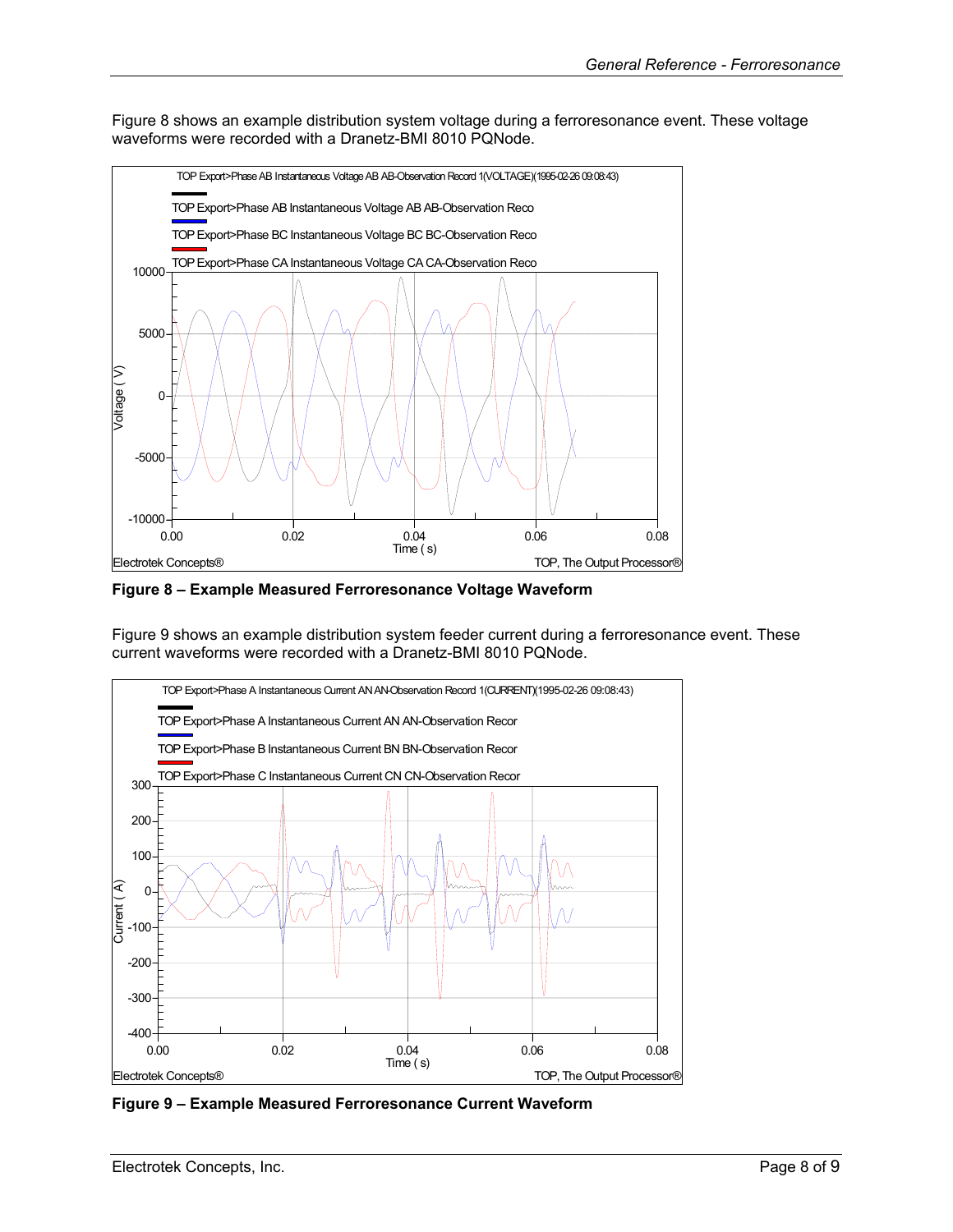Figure 8 shows an example distribution system voltage during a ferroresonance event. These voltage waveforms were recorded with a Dranetz-BMI 8010 PQNode.

**Figure 8 – Example Measured Ferroresonance Voltage Waveform**

Figure 9 shows an example distribution system feeder current during a ferroresonance event. These current waveforms were recorded with a Dranetz-BMI 8010 PQNode.

**Figure 9 – Example Measured Ferroresonance Current Waveform**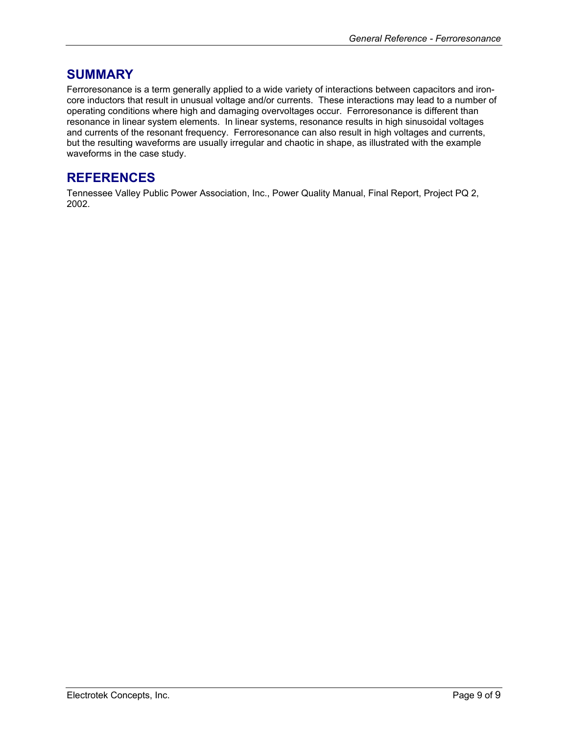## SUMMARY

Ferroresonance is a term generally applied to a wide variety of interactions between capacitors and iron-core inductors that result in unusual voltage and/or currents. These interactions may lead to a number of operating conditions where high and damaging overvoltages occur. Ferroresonance is different than resonance in linear system elements. In linear systems, resonance results in high sinusoidal voltages and currents of the resonant frequency. Ferroresonance can also result in high voltages and currents, but the resulting waveforms are usually irregular and chaotic in shape, as illustrated with the example waveforms in the case study.

## REFERENCES

Tennessee Valley Public Power Association, Inc., Power Quality Manual, Final Report, Project PQ 2, 2002.